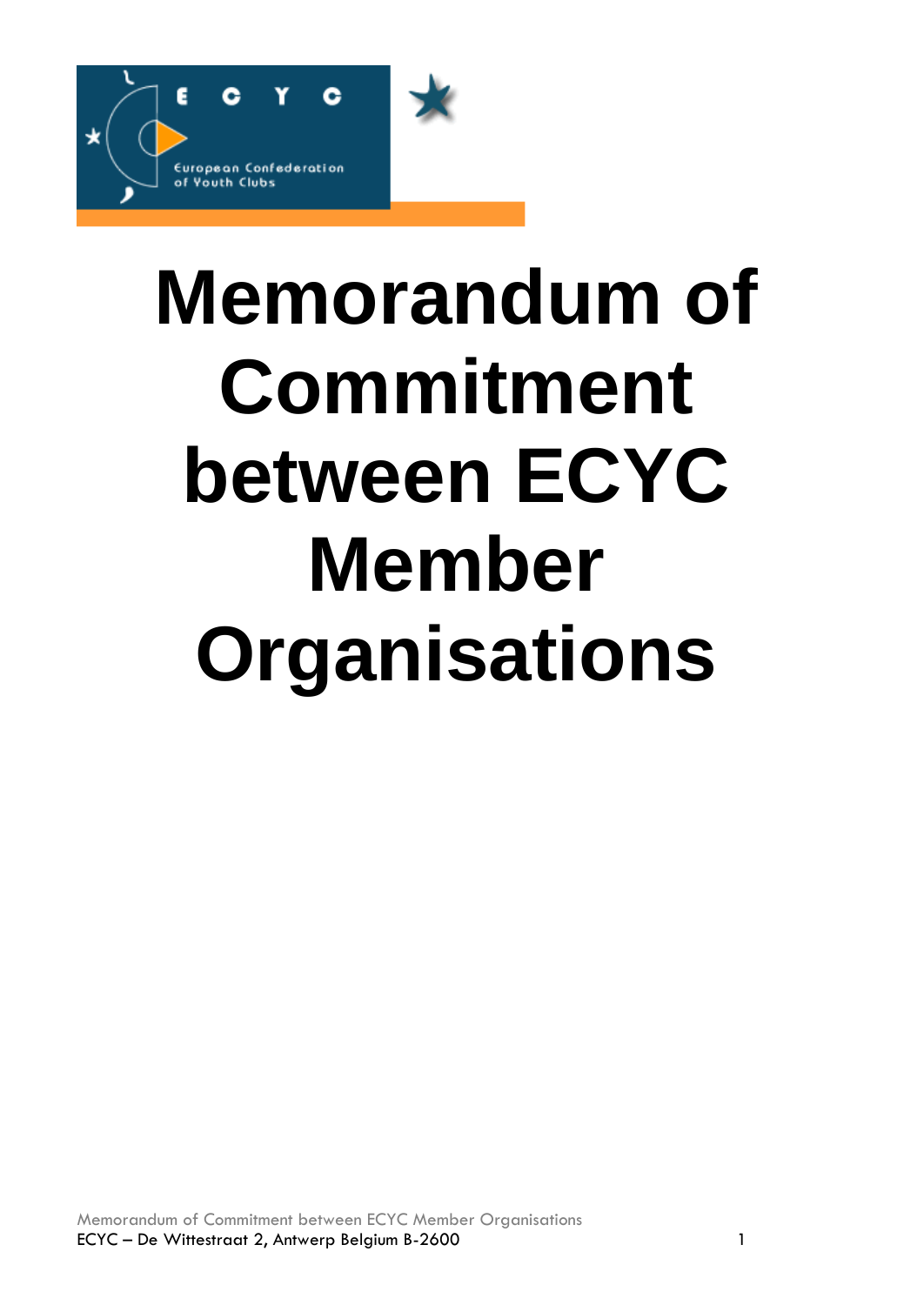# Memorandum of Commitment between ECYC Member Organisations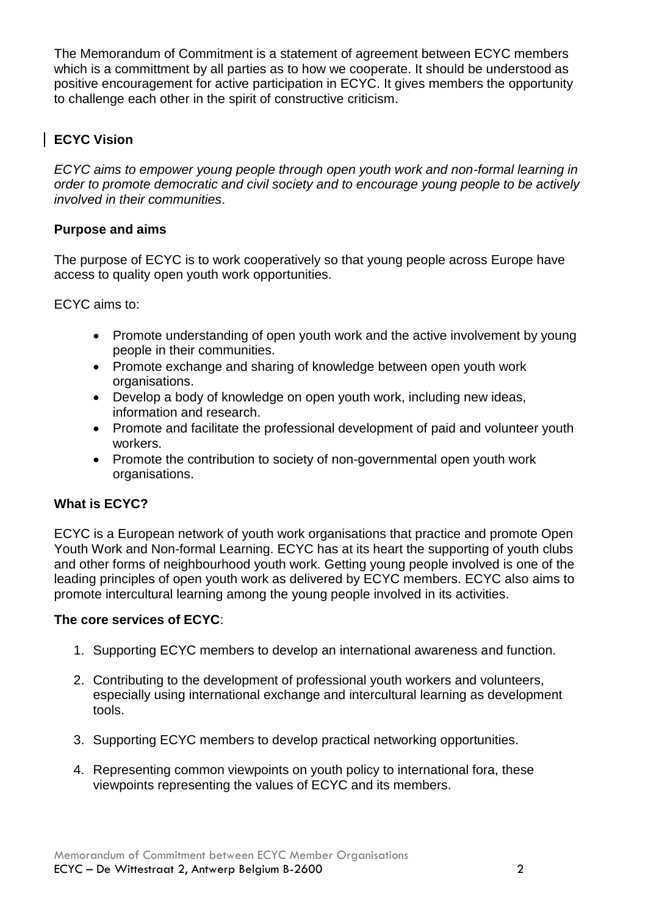The Memorandum of Commitment is a statement of agreement between ECYC members which is a committment by all parties as to how we cooperate. It should be understood as positive encouragement for active participation in ECYC. It gives members the opportunity to challenge each other in the spirit of constructive criticism.

## ECYC Vision

*ECYC aims to empower young people through open youth work and non-formal learning in order to promote democratic and civil society and to encourage young people to be actively involved in their communities*.

### Purpose and aims

The purpose of ECYC is to work cooperatively so that young people across Europe have access to quality open youth work opportunities.

ECYC aims to:

- Promote understanding of open youth work and the active involvement by young people in their communities.
- Promote exchange and sharing of knowledge between open youth work organisations.
- Develop a body of knowledge on open youth work, including new ideas, information and research.
- Promote and facilitate the professional development of paid and volunteer youth workers.
- Promote the contribution to society of non-governmental open youth work organisations.

### What is ECYC?

ECYC is a European network of youth work organisations that practice and promote Open Youth Work and Non-formal Learning. ECYC has at its heart the supporting of youth clubs and other forms of neighbourhood youth work. Getting young people involved is one of the leading principles of open youth work as delivered by ECYC members. ECYC also aims to promote intercultural learning among the young people involved in its activities.

**The core services of ECYC**:

1. Supporting ECYC members to develop an international awareness and function.
2. Contributing to the development of professional youth workers and volunteers, especially using international exchange and intercultural learning as development tools.
3. Supporting ECYC members to develop practical networking opportunities.
4. Representing common viewpoints on youth policy to international fora, these viewpoints representing the values of ECYC and its members.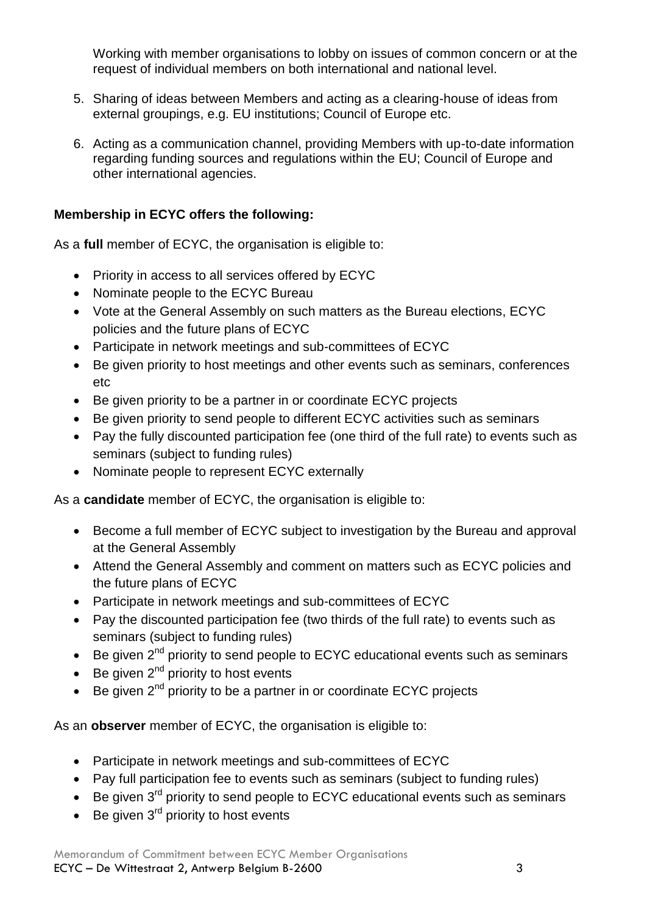Working with member organisations to lobby on issues of common concern or at the request of individual members on both international and national level.

5. Sharing of ideas between Members and acting as a clearing-house of ideas from external groupings, e.g. EU institutions; Council of Europe etc.

6. Acting as a communication channel, providing Members with up-to-date information regarding funding sources and regulations within the EU; Council of Europe and other international agencies.

**Membership in ECYC offers the following:**

As a **full** member of ECYC, the organisation is eligible to:

- Priority in access to all services offered by ECYC
- Nominate people to the ECYC Bureau
- Vote at the General Assembly on such matters as the Bureau elections, ECYC policies and the future plans of ECYC
- Participate in network meetings and sub-committees of ECYC
- Be given priority to host meetings and other events such as seminars, conferences etc
- Be given priority to be a partner in or coordinate ECYC projects
- Be given priority to send people to different ECYC activities such as seminars
- Pay the fully discounted participation fee (one third of the full rate) to events such as seminars (subject to funding rules)
- Nominate people to represent ECYC externally

As a **candidate** member of ECYC, the organisation is eligible to:

- Become a full member of ECYC subject to investigation by the Bureau and approval at the General Assembly
- Attend the General Assembly and comment on matters such as ECYC policies and the future plans of ECYC
- Participate in network meetings and sub-committees of ECYC
- Pay the discounted participation fee (two thirds of the full rate) to events such as seminars (subject to funding rules)
- Be given 2nd priority to send people to ECYC educational events such as seminars
- Be given 2nd priority to host events
- Be given 2nd priority to be a partner in or coordinate ECYC projects

As an **observer** member of ECYC, the organisation is eligible to:

- Participate in network meetings and sub-committees of ECYC
- Pay full participation fee to events such as seminars (subject to funding rules)
- Be given 3rd priority to send people to ECYC educational events such as seminars
- Be given 3rd priority to host events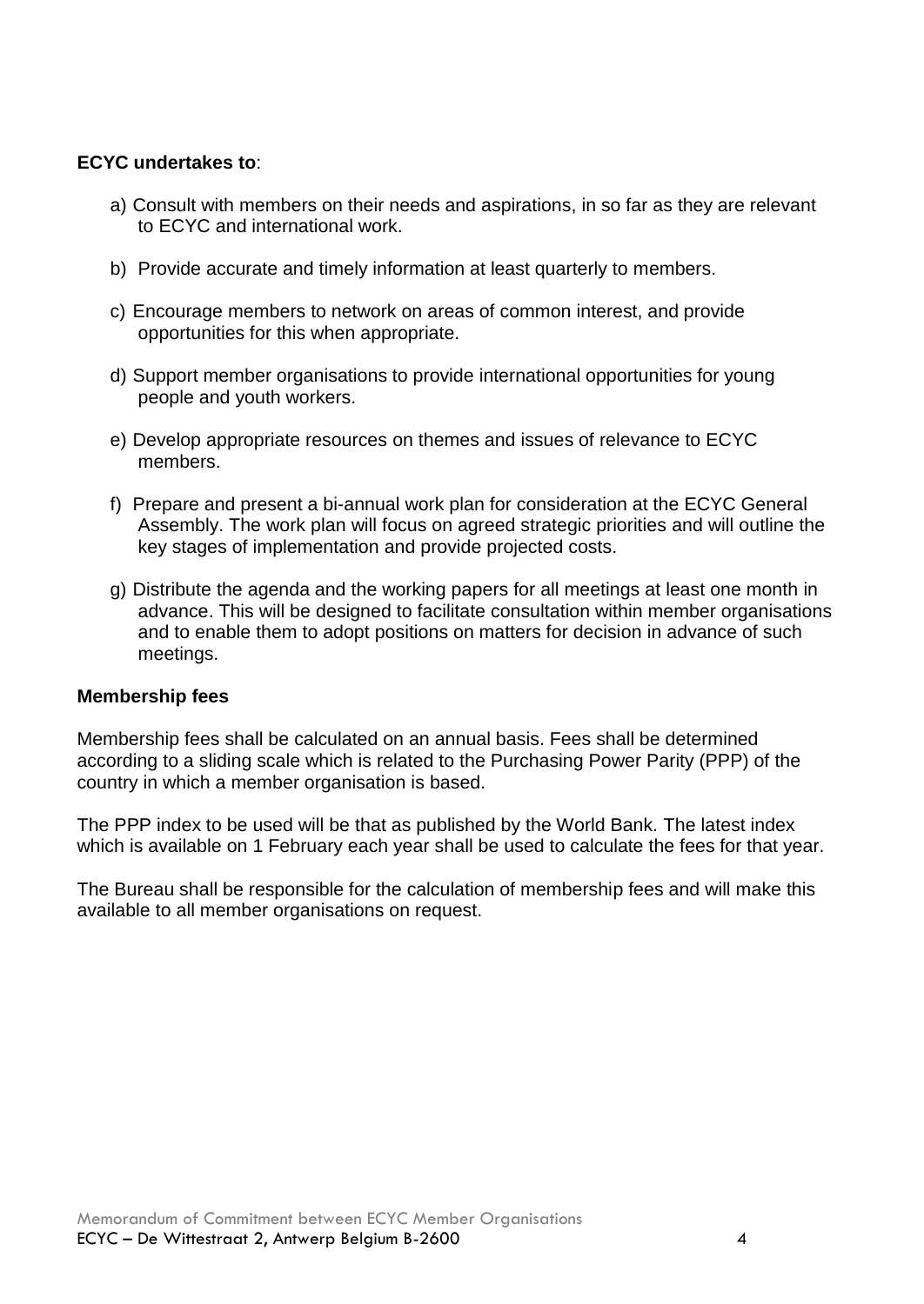**ECYC undertakes to**:

a) Consult with members on their needs and aspirations, in so far as they are relevant to ECYC and international work.

b) Provide accurate and timely information at least quarterly to members.

c) Encourage members to network on areas of common interest, and provide opportunities for this when appropriate.

d) Support member organisations to provide international opportunities for young people and youth workers.

e) Develop appropriate resources on themes and issues of relevance to ECYC members.

f) Prepare and present a bi-annual work plan for consideration at the ECYC General Assembly. The work plan will focus on agreed strategic priorities and will outline the key stages of implementation and provide projected costs.

g) Distribute the agenda and the working papers for all meetings at least one month in advance. This will be designed to facilitate consultation within member organisations and to enable them to adopt positions on matters for decision in advance of such meetings.

**Membership fees**

Membership fees shall be calculated on an annual basis. Fees shall be determined according to a sliding scale which is related to the Purchasing Power Parity (PPP) of the country in which a member organisation is based.

The PPP index to be used will be that as published by the World Bank. The latest index which is available on 1 February each year shall be used to calculate the fees for that year.

The Bureau shall be responsible for the calculation of membership fees and will make this available to all member organisations on request.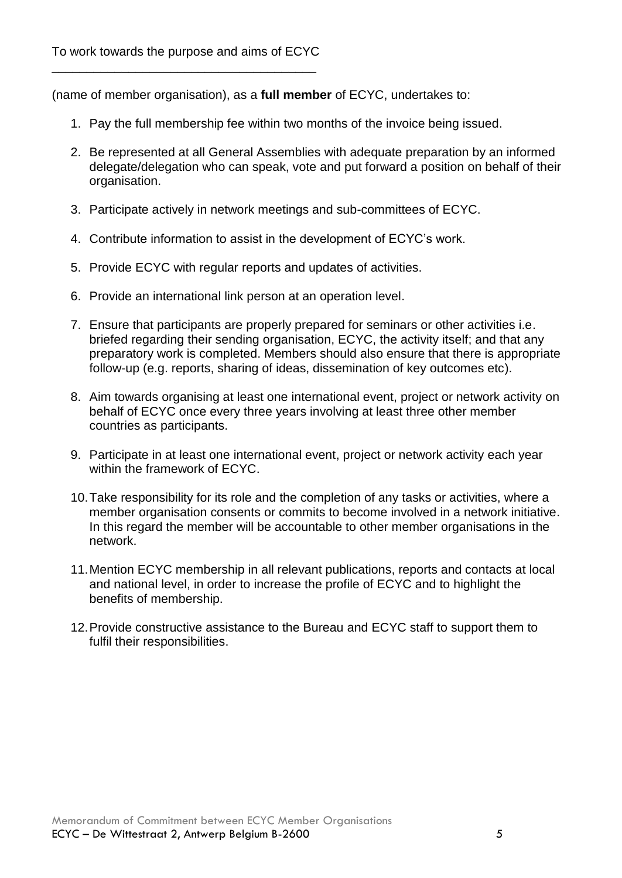To work towards the purpose and aims of ECYC

\_\_\_\_\_\_\_\_\_\_\_\_\_\_\_\_\_\_\_\_\_\_\_\_\_\_\_\_\_\_\_\_\_\_\_\_\_\_

(name of member organisation), as a **full member** of ECYC, undertakes to:

1. Pay the full membership fee within two months of the invoice being issued.
2. Be represented at all General Assemblies with adequate preparation by an informed delegate/delegation who can speak, vote and put forward a position on behalf of their organisation.
3. Participate actively in network meetings and sub-committees of ECYC.
4. Contribute information to assist in the development of ECYC's work.
5. Provide ECYC with regular reports and updates of activities.
6. Provide an international link person at an operation level.
7. Ensure that participants are properly prepared for seminars or other activities i.e. briefed regarding their sending organisation, ECYC, the activity itself; and that any preparatory work is completed. Members should also ensure that there is appropriate follow-up (e.g. reports, sharing of ideas, dissemination of key outcomes etc).
8. Aim towards organising at least one international event, project or network activity on behalf of ECYC once every three years involving at least three other member countries as participants.
9. Participate in at least one international event, project or network activity each year within the framework of ECYC.
10. Take responsibility for its role and the completion of any tasks or activities, where a member organisation consents or commits to become involved in a network initiative. In this regard the member will be accountable to other member organisations in the network.
11. Mention ECYC membership in all relevant publications, reports and contacts at local and national level, in order to increase the profile of ECYC and to highlight the benefits of membership.
12. Provide constructive assistance to the Bureau and ECYC staff to support them to fulfil their responsibilities.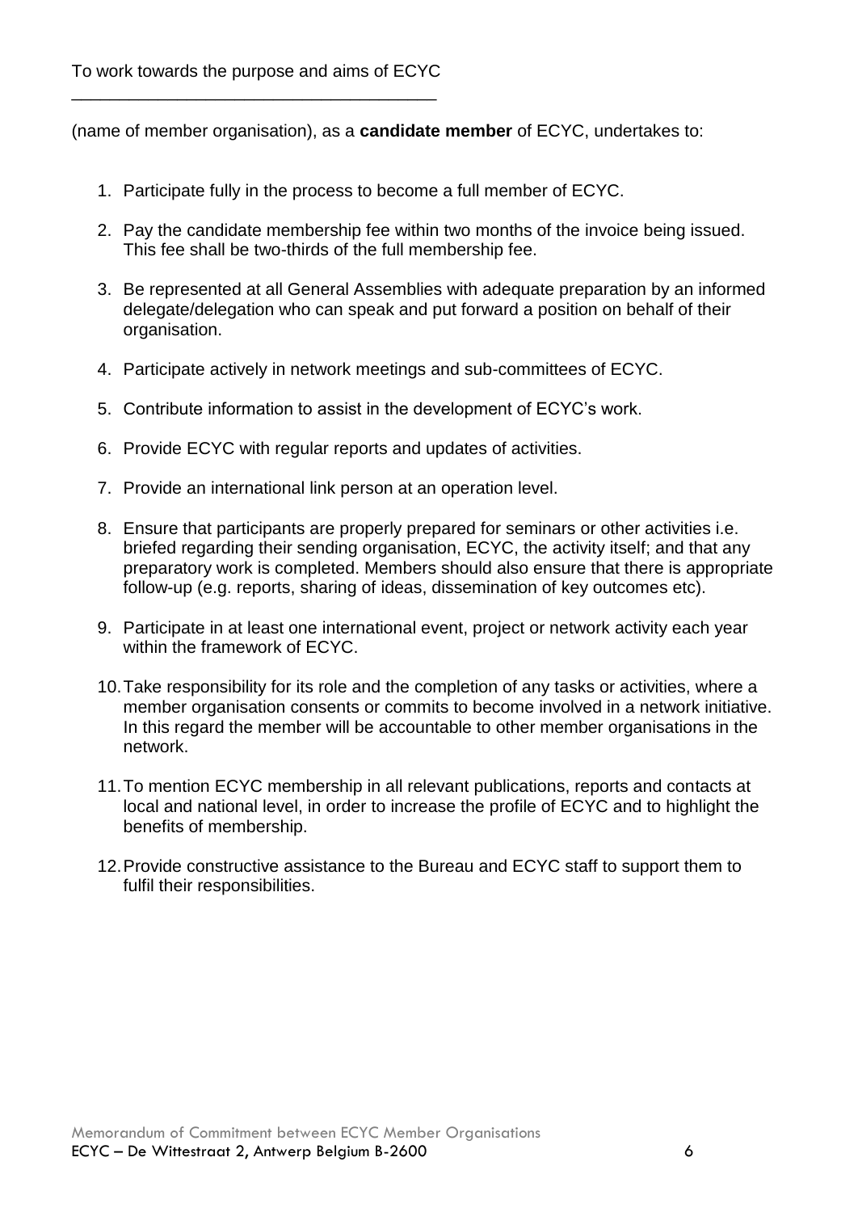To work towards the purpose and aims of ECYC

______________________________________

(name of member organisation), as a **candidate member** of ECYC, undertakes to:

1. Participate fully in the process to become a full member of ECYC.
2. Pay the candidate membership fee within two months of the invoice being issued. This fee shall be two-thirds of the full membership fee.
3. Be represented at all General Assemblies with adequate preparation by an informed delegate/delegation who can speak and put forward a position on behalf of their organisation.
4. Participate actively in network meetings and sub-committees of ECYC.
5. Contribute information to assist in the development of ECYC's work.
6. Provide ECYC with regular reports and updates of activities.
7. Provide an international link person at an operation level.
8. Ensure that participants are properly prepared for seminars or other activities i.e. briefed regarding their sending organisation, ECYC, the activity itself; and that any preparatory work is completed. Members should also ensure that there is appropriate follow-up (e.g. reports, sharing of ideas, dissemination of key outcomes etc).
9. Participate in at least one international event, project or network activity each year within the framework of ECYC.
10. Take responsibility for its role and the completion of any tasks or activities, where a member organisation consents or commits to become involved in a network initiative. In this regard the member will be accountable to other member organisations in the network.
11. To mention ECYC membership in all relevant publications, reports and contacts at local and national level, in order to increase the profile of ECYC and to highlight the benefits of membership.
12. Provide constructive assistance to the Bureau and ECYC staff to support them to fulfil their responsibilities.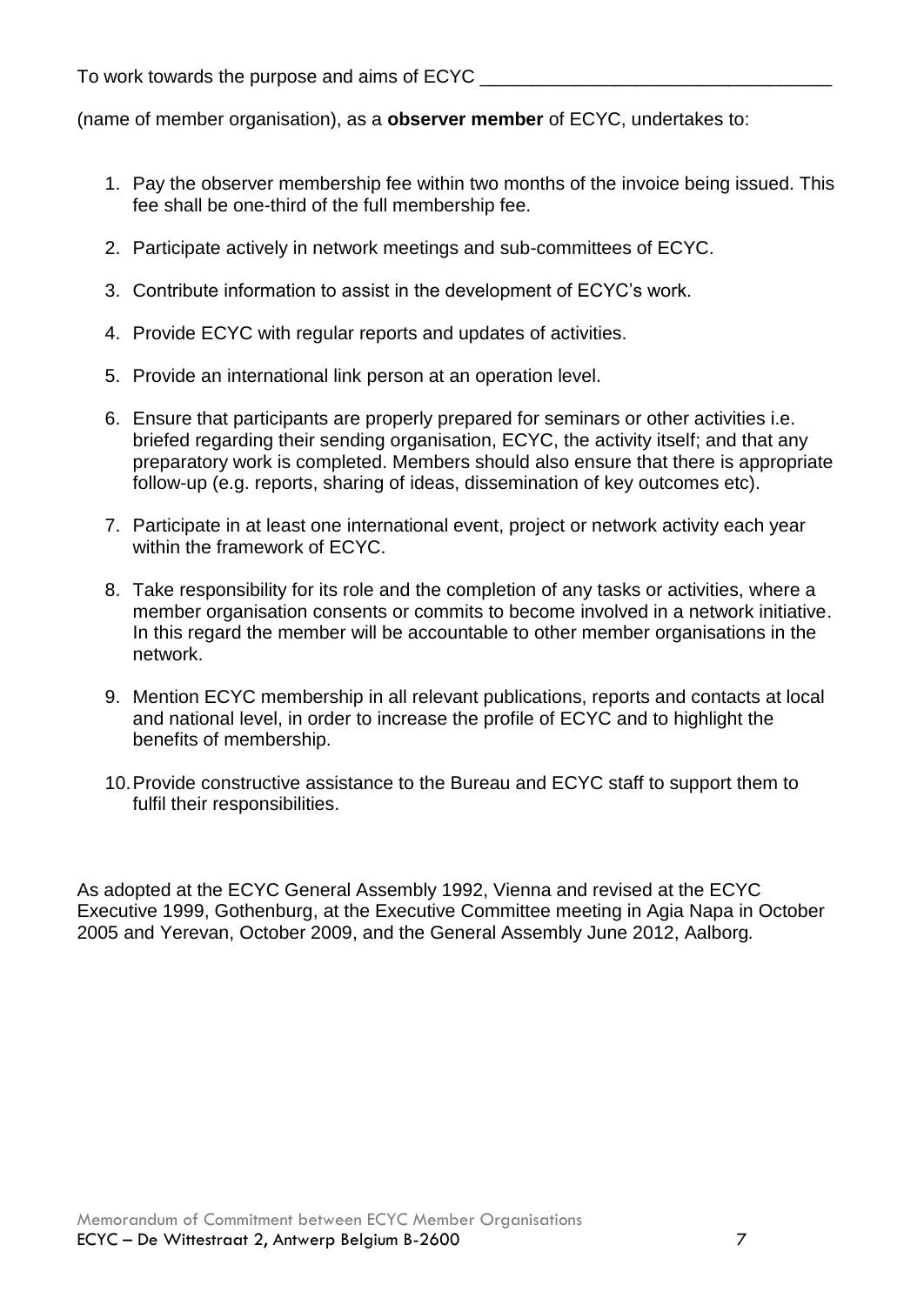To work towards the purpose and aims of ECYC ________________________________

(name of member organisation), as a **observer member** of ECYC, undertakes to:

1. Pay the observer membership fee within two months of the invoice being issued. This fee shall be one-third of the full membership fee.
2. Participate actively in network meetings and sub-committees of ECYC.
3. Contribute information to assist in the development of ECYC's work.
4. Provide ECYC with regular reports and updates of activities.
5. Provide an international link person at an operation level.
6. Ensure that participants are properly prepared for seminars or other activities i.e. briefed regarding their sending organisation, ECYC, the activity itself; and that any preparatory work is completed. Members should also ensure that there is appropriate follow-up (e.g. reports, sharing of ideas, dissemination of key outcomes etc).
7. Participate in at least one international event, project or network activity each year within the framework of ECYC.
8. Take responsibility for its role and the completion of any tasks or activities, where a member organisation consents or commits to become involved in a network initiative. In this regard the member will be accountable to other member organisations in the network.
9. Mention ECYC membership in all relevant publications, reports and contacts at local and national level, in order to increase the profile of ECYC and to highlight the benefits of membership.
10. Provide constructive assistance to the Bureau and ECYC staff to support them to fulfil their responsibilities.

As adopted at the ECYC General Assembly 1992, Vienna and revised at the ECYC Executive 1999, Gothenburg, at the Executive Committee meeting in Agia Napa in October 2005 and Yerevan, October 2009, and the General Assembly June 2012, Aalborg.